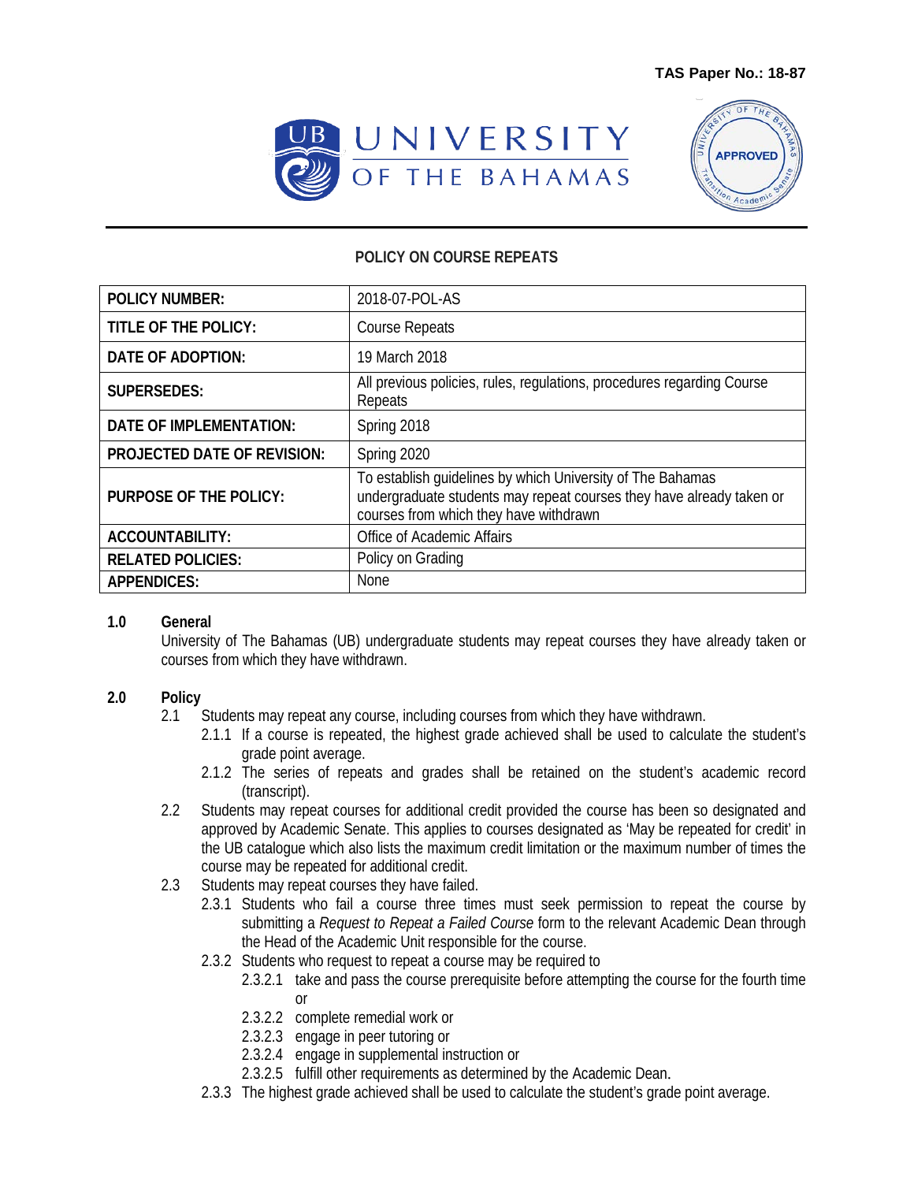**TAS Paper No.: 18-87**

UNIVERSITY OF THE BAHAMAS

APPROVED

## POLICY ON COURSE REPEATS

| | |
|---|---|
| **POLICY NUMBER:** | 2018-07-POL-AS |
| **TITLE OF THE POLICY:** | Course Repeats |
| **DATE OF ADOPTION:** | 19 March 2018 |
| **SUPERSEDES:** | All previous policies, rules, regulations, procedures regarding Course Repeats |
| **DATE OF IMPLEMENTATION:** | Spring 2018 |
| **PROJECTED DATE OF REVISION:** | Spring 2020 |
| **PURPOSE OF THE POLICY:** | To establish guidelines by which University of The Bahamas undergraduate students may repeat courses they have already taken or courses from which they have withdrawn |
| **ACCOUNTABILITY:** | Office of Academic Affairs |
| **RELATED POLICIES:** | Policy on Grading |
| **APPENDICES:** | None |

**1.0 General**

University of The Bahamas (UB) undergraduate students may repeat courses they have already taken or courses from which they have withdrawn.

**2.0 Policy**

2.1 Students may repeat any course, including courses from which they have withdrawn.

2.1.1 If a course is repeated, the highest grade achieved shall be used to calculate the student's grade point average.

2.1.2 The series of repeats and grades shall be retained on the student's academic record (transcript).

2.2 Students may repeat courses for additional credit provided the course has been so designated and approved by Academic Senate. This applies to courses designated as 'May be repeated for credit' in the UB catalogue which also lists the maximum credit limitation or the maximum number of times the course may be repeated for additional credit.

2.3 Students may repeat courses they have failed.

2.3.1 Students who fail a course three times must seek permission to repeat the course by submitting a *Request to Repeat a Failed Course* form to the relevant Academic Dean through the Head of the Academic Unit responsible for the course.

2.3.2 Students who request to repeat a course may be required to

2.3.2.1 take and pass the course prerequisite before attempting the course for the fourth time or

2.3.2.2 complete remedial work or

2.3.2.3 engage in peer tutoring or

2.3.2.4 engage in supplemental instruction or

2.3.2.5 fulfill other requirements as determined by the Academic Dean.

2.3.3 The highest grade achieved shall be used to calculate the student's grade point average.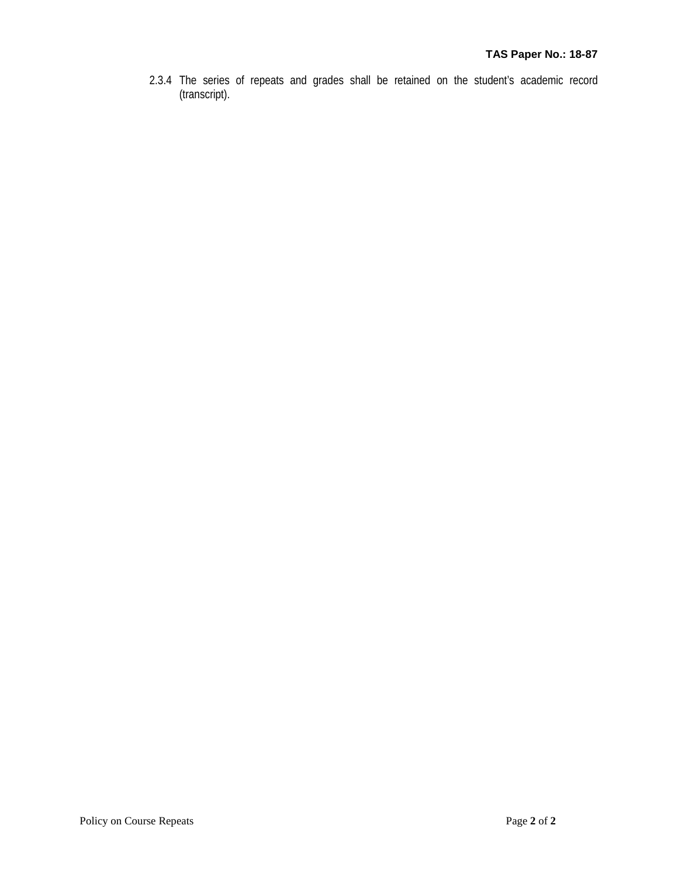2.3.4 The series of repeats and grades shall be retained on the student's academic record (transcript).